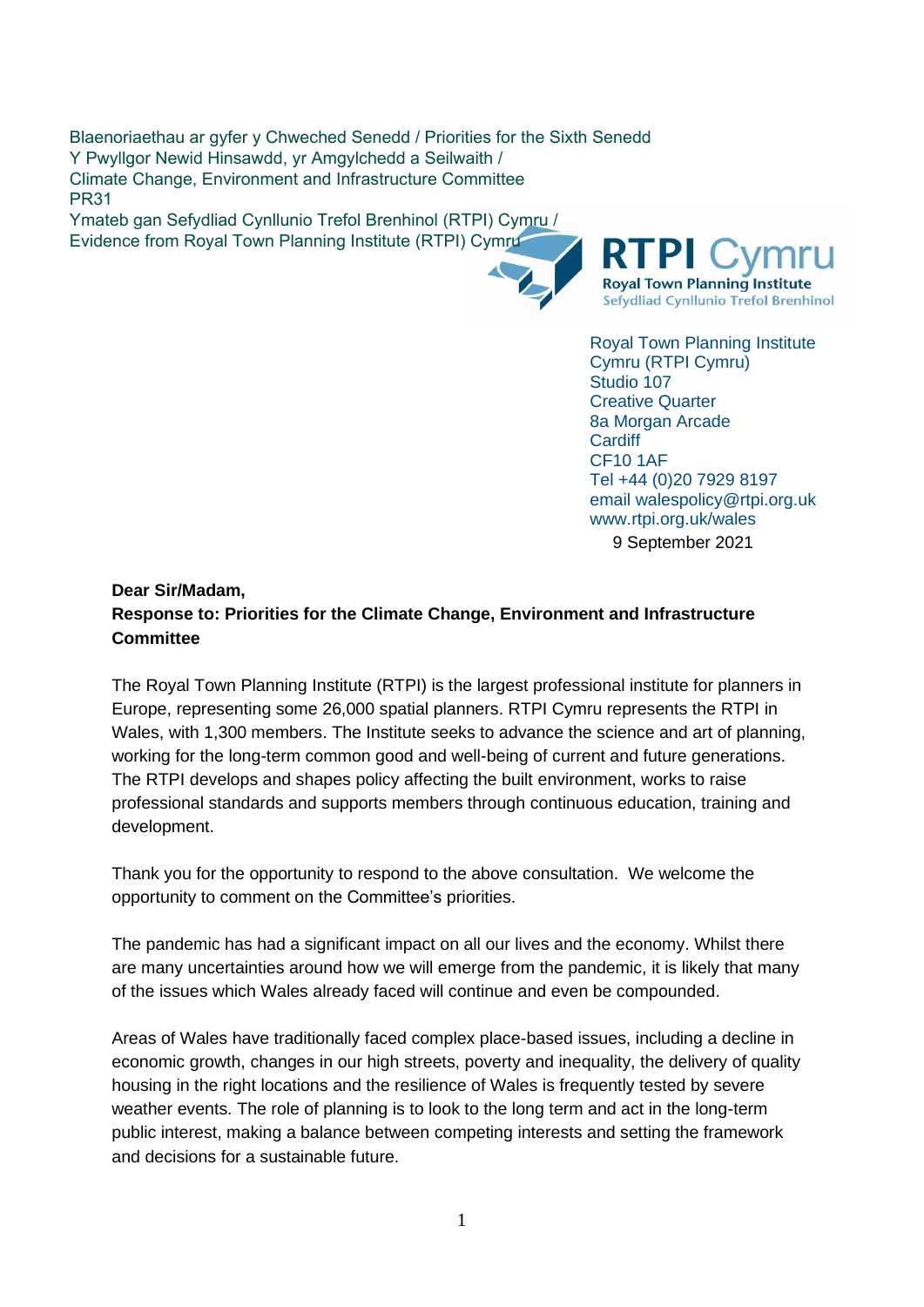Blaenoriaethau ar gyfer y Chweched Senedd / Priorities for the Sixth Senedd
Y Pwyllgor Newid Hinsawdd, yr Amgylchedd a Seilwaith /
Climate Change, Environment and Infrastructure Committee
PR31
Ymateb gan Sefydliad Cynllunio Trefol Brenhinol (RTPI) Cymru /
Evidence from Royal Town Planning Institute (RTPI) Cymru

RTPI Cymru
Royal Town Planning Institute
Sefydliad Cynllunio Trefol Brenhinol

Royal Town Planning Institute
Cymru (RTPI Cymru)
Studio 107
Creative Quarter
8a Morgan Arcade
Cardiff
CF10 1AF
Tel +44 (0)20 7929 8197
email walespolicy@rtpi.org.uk
www.rtpi.org.uk/wales

9 September 2021

**Dear Sir/Madam,**

**Response to: Priorities for the Climate Change, Environment and Infrastructure Committee**

The Royal Town Planning Institute (RTPI) is the largest professional institute for planners in Europe, representing some 26,000 spatial planners. RTPI Cymru represents the RTPI in Wales, with 1,300 members. The Institute seeks to advance the science and art of planning, working for the long-term common good and well-being of current and future generations. The RTPI develops and shapes policy affecting the built environment, works to raise professional standards and supports members through continuous education, training and development.

Thank you for the opportunity to respond to the above consultation. We welcome the opportunity to comment on the Committee's priorities.

The pandemic has had a significant impact on all our lives and the economy. Whilst there are many uncertainties around how we will emerge from the pandemic, it is likely that many of the issues which Wales already faced will continue and even be compounded.

Areas of Wales have traditionally faced complex place-based issues, including a decline in economic growth, changes in our high streets, poverty and inequality, the delivery of quality housing in the right locations and the resilience of Wales is frequently tested by severe weather events. The role of planning is to look to the long term and act in the long-term public interest, making a balance between competing interests and setting the framework and decisions for a sustainable future.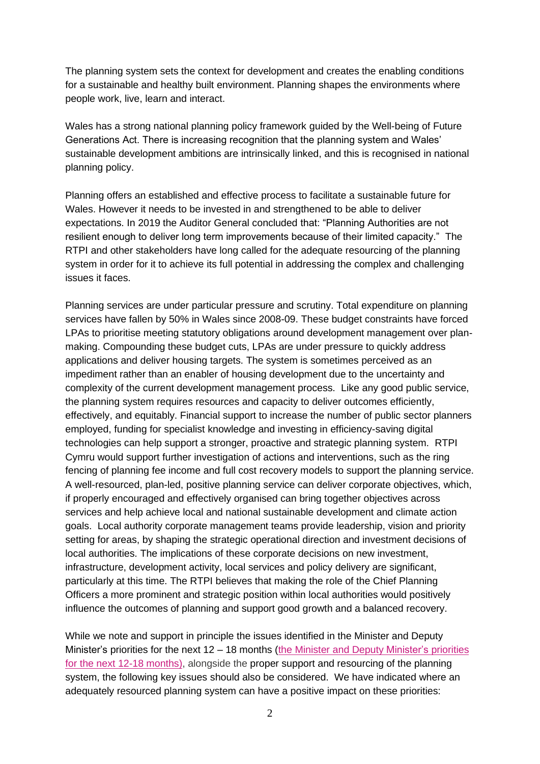The planning system sets the context for development and creates the enabling conditions for a sustainable and healthy built environment. Planning shapes the environments where people work, live, learn and interact.

Wales has a strong national planning policy framework guided by the Well-being of Future Generations Act. There is increasing recognition that the planning system and Wales' sustainable development ambitions are intrinsically linked, and this is recognised in national planning policy.

Planning offers an established and effective process to facilitate a sustainable future for Wales. However it needs to be invested in and strengthened to be able to deliver expectations. In 2019 the Auditor General concluded that: "Planning Authorities are not resilient enough to deliver long term improvements because of their limited capacity." The RTPI and other stakeholders have long called for the adequate resourcing of the planning system in order for it to achieve its full potential in addressing the complex and challenging issues it faces.

Planning services are under particular pressure and scrutiny. Total expenditure on planning services have fallen by 50% in Wales since 2008-09. These budget constraints have forced LPAs to prioritise meeting statutory obligations around development management over plan-making. Compounding these budget cuts, LPAs are under pressure to quickly address applications and deliver housing targets. The system is sometimes perceived as an impediment rather than an enabler of housing development due to the uncertainty and complexity of the current development management process. Like any good public service, the planning system requires resources and capacity to deliver outcomes efficiently, effectively, and equitably. Financial support to increase the number of public sector planners employed, funding for specialist knowledge and investing in efficiency-saving digital technologies can help support a stronger, proactive and strategic planning system. RTPI Cymru would support further investigation of actions and interventions, such as the ring fencing of planning fee income and full cost recovery models to support the planning service. A well-resourced, plan-led, positive planning service can deliver corporate objectives, which, if properly encouraged and effectively organised can bring together objectives across services and help achieve local and national sustainable development and climate action goals. Local authority corporate management teams provide leadership, vision and priority setting for areas, by shaping the strategic operational direction and investment decisions of local authorities. The implications of these corporate decisions on new investment, infrastructure, development activity, local services and policy delivery are significant, particularly at this time. The RTPI believes that making the role of the Chief Planning Officers a more prominent and strategic position within local authorities would positively influence the outcomes of planning and support good growth and a balanced recovery.

While we note and support in principle the issues identified in the Minister and Deputy Minister's priorities for the next 12 – 18 months (the Minister and Deputy Minister's priorities for the next 12-18 months), alongside the proper support and resourcing of the planning system, the following key issues should also be considered. We have indicated where an adequately resourced planning system can have a positive impact on these priorities: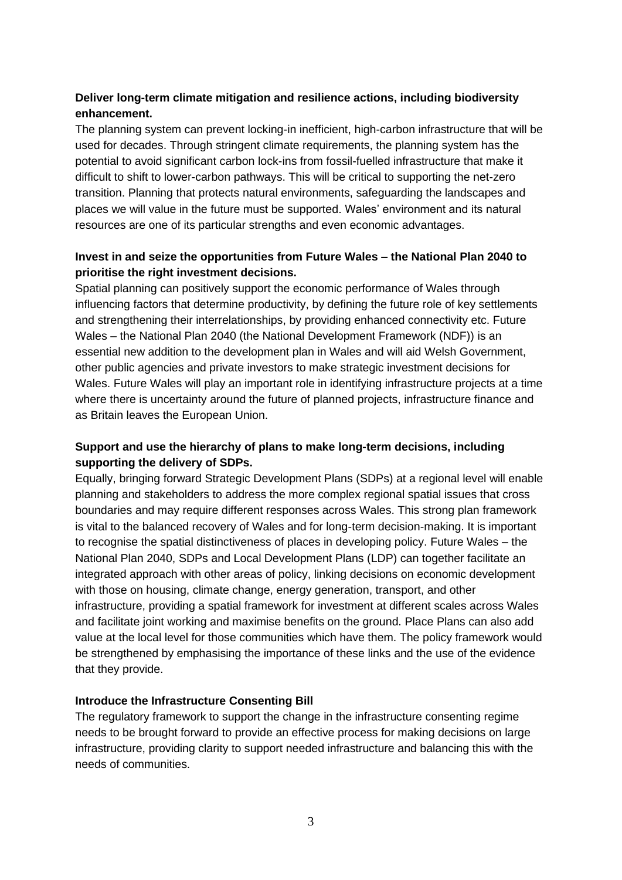**Deliver long-term climate mitigation and resilience actions, including biodiversity enhancement.**

The planning system can prevent locking-in inefficient, high-carbon infrastructure that will be used for decades. Through stringent climate requirements, the planning system has the potential to avoid significant carbon lock-ins from fossil-fuelled infrastructure that make it difficult to shift to lower-carbon pathways. This will be critical to supporting the net-zero transition. Planning that protects natural environments, safeguarding the landscapes and places we will value in the future must be supported. Wales' environment and its natural resources are one of its particular strengths and even economic advantages.

**Invest in and seize the opportunities from Future Wales – the National Plan 2040 to prioritise the right investment decisions.**

Spatial planning can positively support the economic performance of Wales through influencing factors that determine productivity, by defining the future role of key settlements and strengthening their interrelationships, by providing enhanced connectivity etc. Future Wales – the National Plan 2040 (the National Development Framework (NDF)) is an essential new addition to the development plan in Wales and will aid Welsh Government, other public agencies and private investors to make strategic investment decisions for Wales. Future Wales will play an important role in identifying infrastructure projects at a time where there is uncertainty around the future of planned projects, infrastructure finance and as Britain leaves the European Union.

**Support and use the hierarchy of plans to make long-term decisions, including supporting the delivery of SDPs.**

Equally, bringing forward Strategic Development Plans (SDPs) at a regional level will enable planning and stakeholders to address the more complex regional spatial issues that cross boundaries and may require different responses across Wales. This strong plan framework is vital to the balanced recovery of Wales and for long-term decision-making. It is important to recognise the spatial distinctiveness of places in developing policy. Future Wales – the National Plan 2040, SDPs and Local Development Plans (LDP) can together facilitate an integrated approach with other areas of policy, linking decisions on economic development with those on housing, climate change, energy generation, transport, and other infrastructure, providing a spatial framework for investment at different scales across Wales and facilitate joint working and maximise benefits on the ground. Place Plans can also add value at the local level for those communities which have them. The policy framework would be strengthened by emphasising the importance of these links and the use of the evidence that they provide.

**Introduce the Infrastructure Consenting Bill**

The regulatory framework to support the change in the infrastructure consenting regime needs to be brought forward to provide an effective process for making decisions on large infrastructure, providing clarity to support needed infrastructure and balancing this with the needs of communities.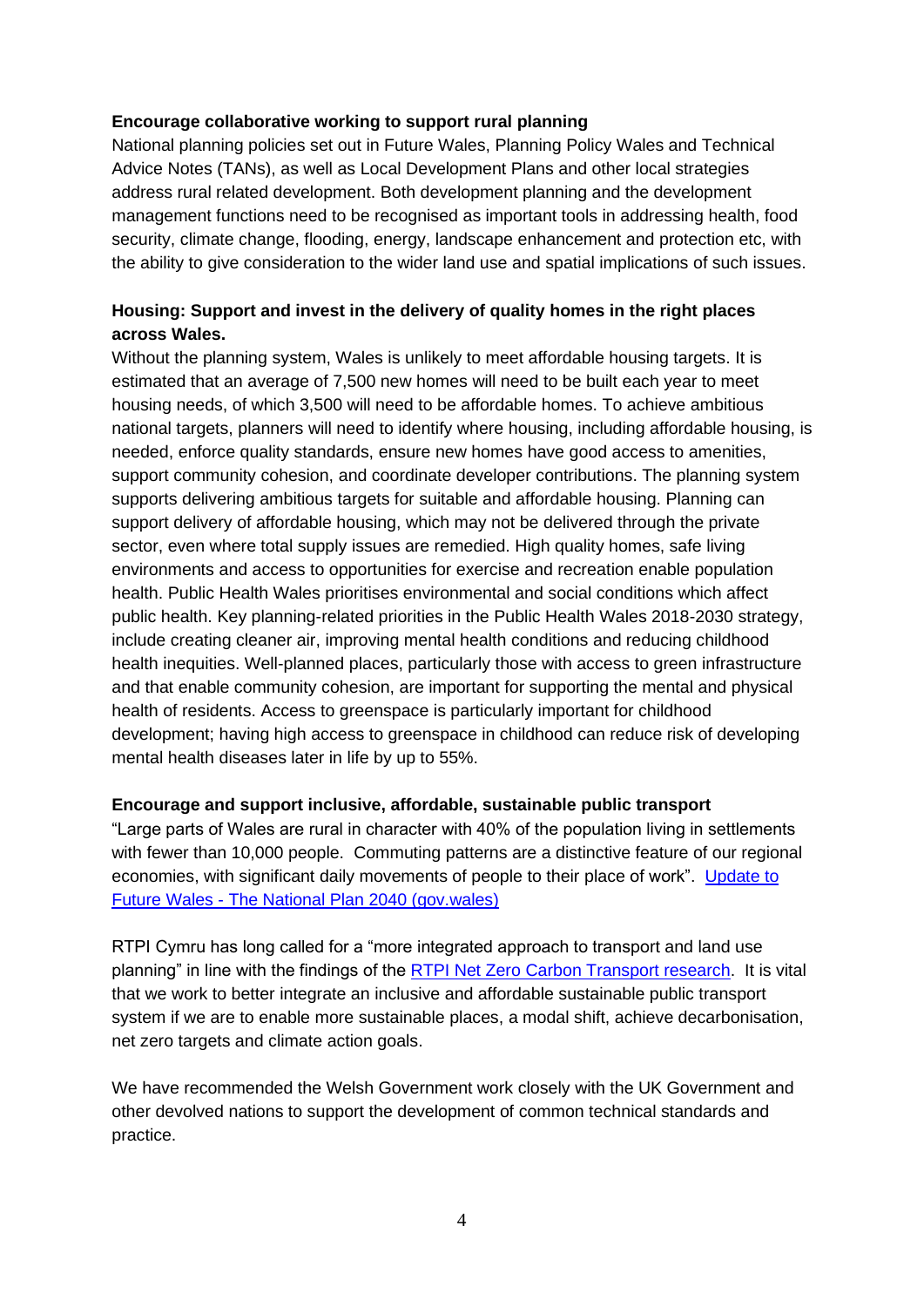**Encourage collaborative working to support rural planning**

National planning policies set out in Future Wales, Planning Policy Wales and Technical Advice Notes (TANs), as well as Local Development Plans and other local strategies address rural related development. Both development planning and the development management functions need to be recognised as important tools in addressing health, food security, climate change, flooding, energy, landscape enhancement and protection etc, with the ability to give consideration to the wider land use and spatial implications of such issues.

**Housing: Support and invest in the delivery of quality homes in the right places across Wales.**

Without the planning system, Wales is unlikely to meet affordable housing targets. It is estimated that an average of 7,500 new homes will need to be built each year to meet housing needs, of which 3,500 will need to be affordable homes. To achieve ambitious national targets, planners will need to identify where housing, including affordable housing, is needed, enforce quality standards, ensure new homes have good access to amenities, support community cohesion, and coordinate developer contributions. The planning system supports delivering ambitious targets for suitable and affordable housing. Planning can support delivery of affordable housing, which may not be delivered through the private sector, even where total supply issues are remedied. High quality homes, safe living environments and access to opportunities for exercise and recreation enable population health. Public Health Wales prioritises environmental and social conditions which affect public health. Key planning-related priorities in the Public Health Wales 2018-2030 strategy, include creating cleaner air, improving mental health conditions and reducing childhood health inequities. Well-planned places, particularly those with access to green infrastructure and that enable community cohesion, are important for supporting the mental and physical health of residents. Access to greenspace is particularly important for childhood development; having high access to greenspace in childhood can reduce risk of developing mental health diseases later in life by up to 55%.

**Encourage and support inclusive, affordable, sustainable public transport**

"Large parts of Wales are rural in character with 40% of the population living in settlements with fewer than 10,000 people. Commuting patterns are a distinctive feature of our regional economies, with significant daily movements of people to their place of work". [Update to Future Wales - The National Plan 2040 (gov.wales)]

RTPI Cymru has long called for a "more integrated approach to transport and land use planning" in line with the findings of the [RTPI Net Zero Carbon Transport research]. It is vital that we work to better integrate an inclusive and affordable sustainable public transport system if we are to enable more sustainable places, a modal shift, achieve decarbonisation, net zero targets and climate action goals.

We have recommended the Welsh Government work closely with the UK Government and other devolved nations to support the development of common technical standards and practice.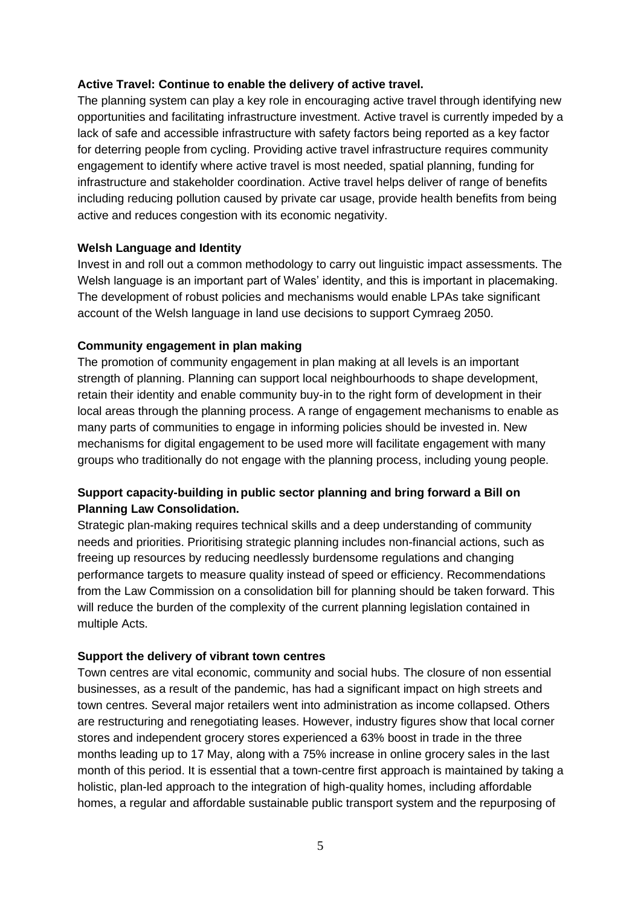**Active Travel: Continue to enable the delivery of active travel.**

The planning system can play a key role in encouraging active travel through identifying new opportunities and facilitating infrastructure investment. Active travel is currently impeded by a lack of safe and accessible infrastructure with safety factors being reported as a key factor for deterring people from cycling. Providing active travel infrastructure requires community engagement to identify where active travel is most needed, spatial planning, funding for infrastructure and stakeholder coordination. Active travel helps deliver of range of benefits including reducing pollution caused by private car usage, provide health benefits from being active and reduces congestion with its economic negativity.

**Welsh Language and Identity**

Invest in and roll out a common methodology to carry out linguistic impact assessments. The Welsh language is an important part of Wales' identity, and this is important in placemaking. The development of robust policies and mechanisms would enable LPAs take significant account of the Welsh language in land use decisions to support Cymraeg 2050.

**Community engagement in plan making**

The promotion of community engagement in plan making at all levels is an important strength of planning. Planning can support local neighbourhoods to shape development, retain their identity and enable community buy-in to the right form of development in their local areas through the planning process. A range of engagement mechanisms to enable as many parts of communities to engage in informing policies should be invested in. New mechanisms for digital engagement to be used more will facilitate engagement with many groups who traditionally do not engage with the planning process, including young people.

**Support capacity-building in public sector planning and bring forward a Bill on Planning Law Consolidation.**

Strategic plan-making requires technical skills and a deep understanding of community needs and priorities. Prioritising strategic planning includes non-financial actions, such as freeing up resources by reducing needlessly burdensome regulations and changing performance targets to measure quality instead of speed or efficiency. Recommendations from the Law Commission on a consolidation bill for planning should be taken forward. This will reduce the burden of the complexity of the current planning legislation contained in multiple Acts.

**Support the delivery of vibrant town centres**

Town centres are vital economic, community and social hubs. The closure of non essential businesses, as a result of the pandemic, has had a significant impact on high streets and town centres. Several major retailers went into administration as income collapsed. Others are restructuring and renegotiating leases. However, industry figures show that local corner stores and independent grocery stores experienced a 63% boost in trade in the three months leading up to 17 May, along with a 75% increase in online grocery sales in the last month of this period. It is essential that a town-centre first approach is maintained by taking a holistic, plan-led approach to the integration of high-quality homes, including affordable homes, a regular and affordable sustainable public transport system and the repurposing of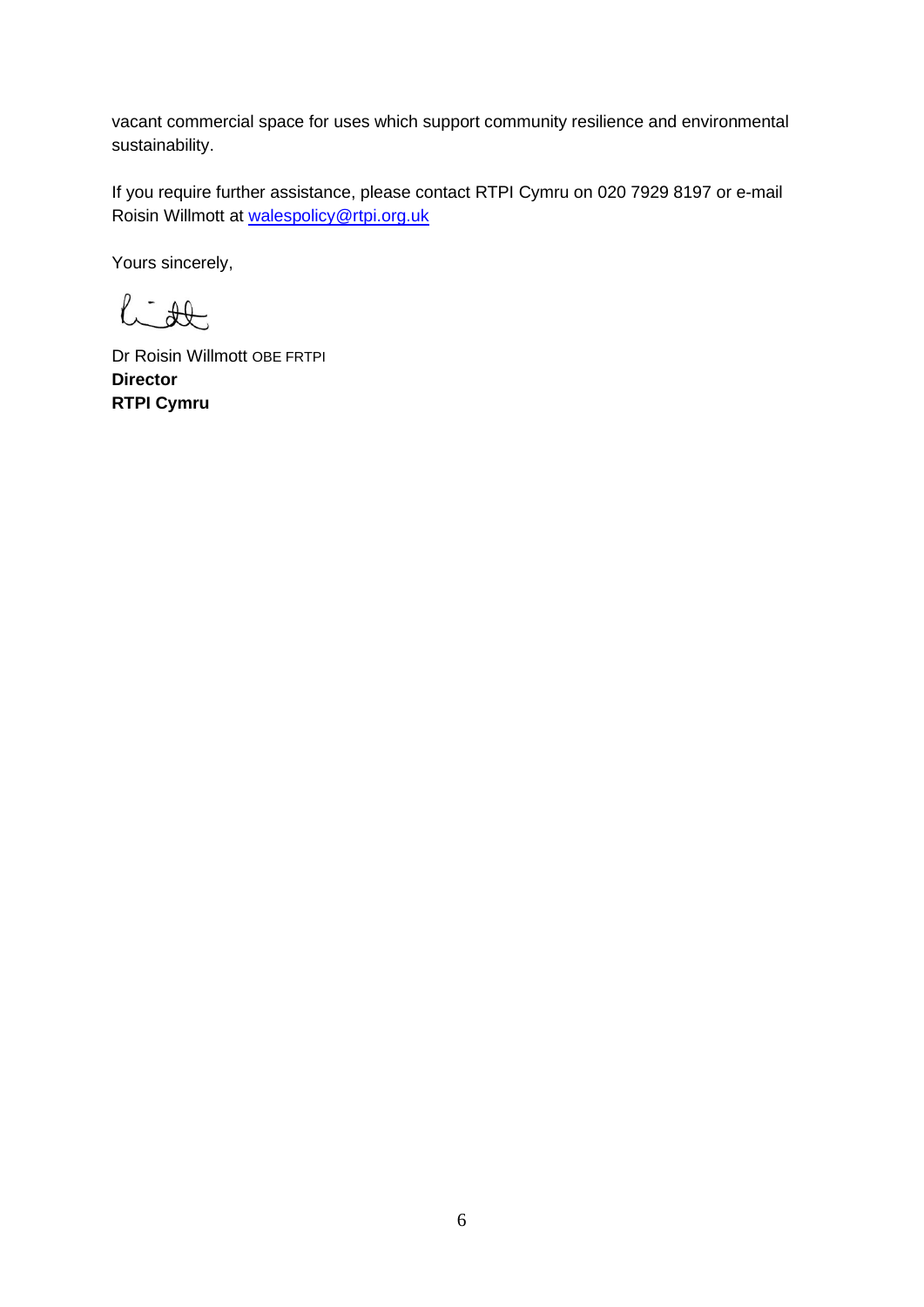vacant commercial space for uses which support community resilience and environmental sustainability.

If you require further assistance, please contact RTPI Cymru on 020 7929 8197 or e-mail Roisin Willmott at walespolicy@rtpi.org.uk

Yours sincerely,

Dr Roisin Willmott OBE FRTPI
**Director**
**RTPI Cymru**